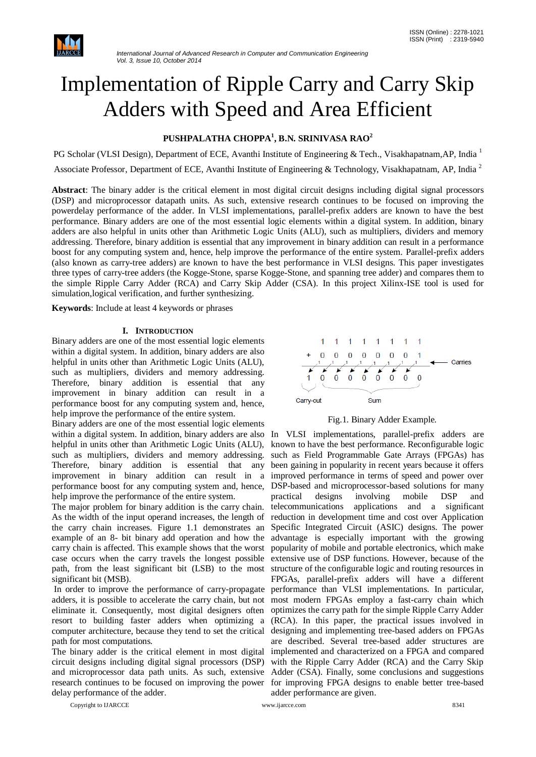# Implementation of Ripple Carry and Carry Skip Adders with Speed and Area Efficient

**PUSHPALATHA CHOPPA[1], B.N. SRINIVASA RAO[2]**

PG Scholar (VLSI Design), Department of ECE, Avanthi Institute of Engineering & Tech., Visakhapatnam,AP, India [1]

Associate Professor, Department of ECE, Avanthi Institute of Engineering & Technology, Visakhapatnam, AP, India [2]

**Abstract**: The binary adder is the critical element in most digital circuit designs including digital signal processors (DSP) and microprocessor datapath units. As such, extensive research continues to be focused on improving the powerdelay performance of the adder. In VLSI implementations, parallel-prefix adders are known to have the best performance. Binary adders are one of the most essential logic elements within a digital system. In addition, binary adders are also helpful in units other than Arithmetic Logic Units (ALU), such as multipliers, dividers and memory addressing. Therefore, binary addition is essential that any improvement in binary addition can result in a performance boost for any computing system and, hence, help improve the performance of the entire system. Parallel-prefix adders (also known as carry-tree adders) are known to have the best performance in VLSI designs. This paper investigates three types of carry-tree adders (the Kogge-Stone, sparse Kogge-Stone, and spanning tree adder) and compares them to the simple Ripple Carry Adder (RCA) and Carry Skip Adder (CSA). In this project Xilinx-ISE tool is used for simulation,logical verification, and further synthesizing.

**Keywords**: Include at least 4 keywords or phrases

## I. INTRODUCTION

Binary adders are one of the most essential logic elements within a digital system. In addition, binary adders are also helpful in units other than Arithmetic Logic Units (ALU), such as multipliers, dividers and memory addressing. Therefore, binary addition is essential that any improvement in binary addition can result in a performance boost for any computing system and, hence, help improve the performance of the entire system.

Binary adders are one of the most essential logic elements within a digital system. In addition, binary adders are also helpful in units other than Arithmetic Logic Units (ALU), such as multipliers, dividers and memory addressing. Therefore, binary addition is essential that any improvement in binary addition can result in a performance boost for any computing system and, hence, help improve the performance of the entire system.

The major problem for binary addition is the carry chain. As the width of the input operand increases, the length of the carry chain increases. Figure 1.1 demonstrates an example of an 8- bit binary add operation and how the carry chain is affected. This example shows that the worst case occurs when the carry travels the longest possible path, from the least significant bit (LSB) to the most significant bit (MSB).

In order to improve the performance of carry-propagate adders, it is possible to accelerate the carry chain, but not eliminate it. Consequently, most digital designers often resort to building faster adders when optimizing a computer architecture, because they tend to set the critical path for most computations.

The binary adder is the critical element in most digital circuit designs including digital signal processors (DSP) and microprocessor data path units. As such, extensive research continues to be focused on improving the power delay performance of the adder.

```
    1  1  1  1  1  1  1  1
 +  0  0  0  0  0  0  0  1
   ------------------------   <-- Carries
 1  0  0  0  0  0  0  0  0
Carry-out       Sum
```

Fig.1. Binary Adder Example.

In VLSI implementations, parallel-prefix adders are known to have the best performance. Reconfigurable logic such as Field Programmable Gate Arrays (FPGAs) has been gaining in popularity in recent years because it offers improved performance in terms of speed and power over DSP-based and microprocessor-based solutions for many practical designs involving mobile DSP and telecommunications applications and a significant reduction in development time and cost over Application Specific Integrated Circuit (ASIC) designs. The power advantage is especially important with the growing popularity of mobile and portable electronics, which make extensive use of DSP functions. However, because of the structure of the configurable logic and routing resources in FPGAs, parallel-prefix adders will have a different performance than VLSI implementations. In particular, most modern FPGAs employ a fast-carry chain which optimizes the carry path for the simple Ripple Carry Adder (RCA). In this paper, the practical issues involved in designing and implementing tree-based adders on FPGAs are described. Several tree-based adder structures are implemented and characterized on a FPGA and compared with the Ripple Carry Adder (RCA) and the Carry Skip Adder (CSA). Finally, some conclusions and suggestions for improving FPGA designs to enable better tree-based adder performance are given.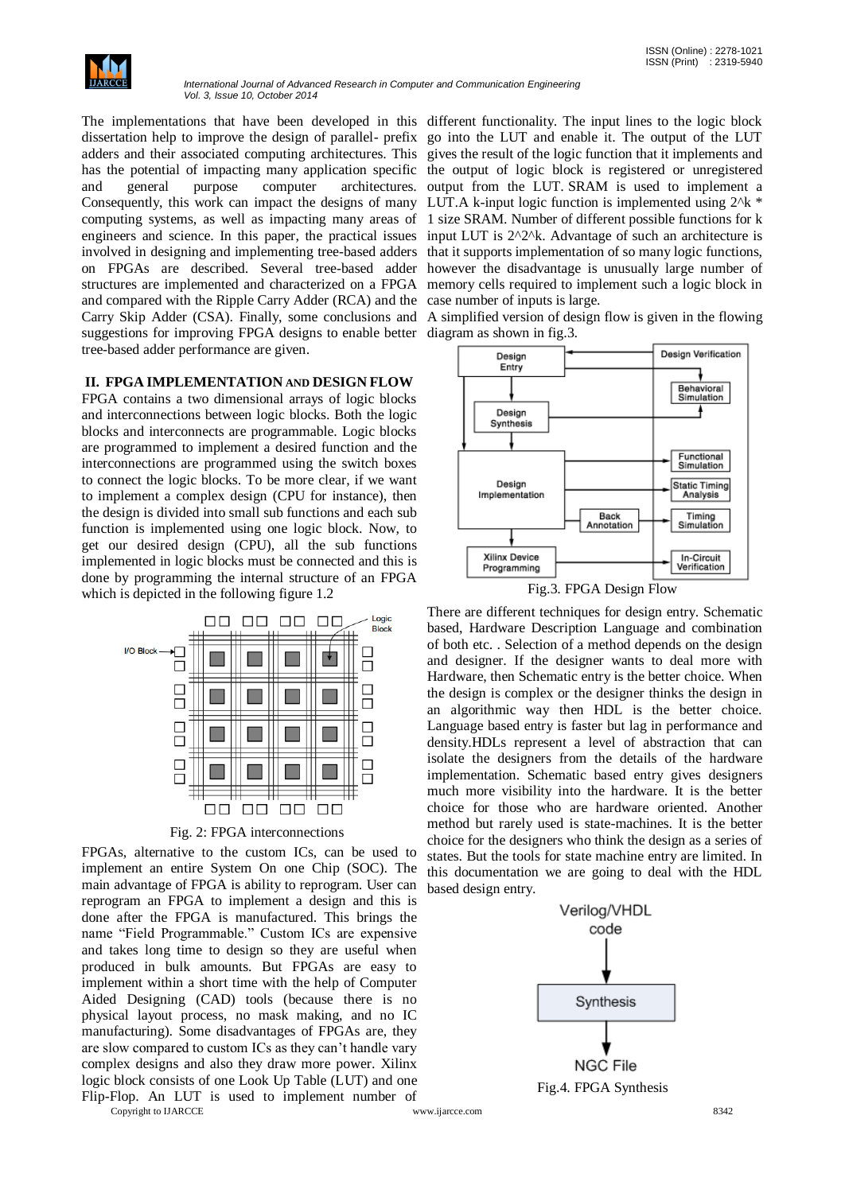The implementations that have been developed in this dissertation help to improve the design of parallel- prefix adders and their associated computing architectures. This has the potential of impacting many application specific and general purpose computer architectures. Consequently, this work can impact the designs of many computing systems, as well as impacting many areas of engineers and science. In this paper, the practical issues involved in designing and implementing tree-based adders on FPGAs are described. Several tree-based adder structures are implemented and characterized on a FPGA and compared with the Ripple Carry Adder (RCA) and the Carry Skip Adder (CSA). Finally, some conclusions and suggestions for improving FPGA designs to enable better tree-based adder performance are given.

## II. FPGA IMPLEMENTATION AND DESIGN FLOW

FPGA contains a two dimensional arrays of logic blocks and interconnections between logic blocks. Both the logic blocks and interconnects are programmable. Logic blocks are programmed to implement a desired function and the interconnections are programmed using the switch boxes to connect the logic blocks. To be more clear, if we want to implement a complex design (CPU for instance), then the design is divided into small sub functions and each sub function is implemented using one logic block. Now, to get our desired design (CPU), all the sub functions implemented in logic blocks must be connected and this is done by programming the internal structure of an FPGA which is depicted in the following figure 1.2

Fig. 2: FPGA interconnections

FPGAs, alternative to the custom ICs, can be used to implement an entire System On one Chip (SOC). The main advantage of FPGA is ability to reprogram. User can reprogram an FPGA to implement a design and this is done after the FPGA is manufactured. This brings the name "Field Programmable." Custom ICs are expensive and takes long time to design so they are useful when produced in bulk amounts. But FPGAs are easy to implement within a short time with the help of Computer Aided Designing (CAD) tools (because there is no physical layout process, no mask making, and no IC manufacturing). Some disadvantages of FPGAs are, they are slow compared to custom ICs as they can't handle vary complex designs and also they draw more power. Xilinx logic block consists of one Look Up Table (LUT) and one Flip-Flop. An LUT is used to implement number of different functionality. The input lines to the logic block go into the LUT and enable it. The output of the LUT gives the result of the logic function that it implements and the output of logic block is registered or unregistered output from the LUT. SRAM is used to implement a LUT.A k-input logic function is implemented using $2^k$ * 1 size SRAM. Number of different possible functions for k input LUT is $2^{2^k}$. Advantage of such an architecture is that it supports implementation of so many logic functions, however the disadvantage is unusually large number of memory cells required to implement such a logic block in case number of inputs is large.

A simplified version of design flow is given in the flowing diagram as shown in fig.3.

Fig.3. FPGA Design Flow

There are different techniques for design entry. Schematic based, Hardware Description Language and combination of both etc. . Selection of a method depends on the design and designer. If the designer wants to deal more with Hardware, then Schematic entry is the better choice. When the design is complex or the designer thinks the design in an algorithmic way then HDL is the better choice. Language based entry is faster but lag in performance and density.HDLs represent a level of abstraction that can isolate the designers from the details of the hardware implementation. Schematic based entry gives designers much more visibility into the hardware. It is the better choice for those who are hardware oriented. Another method but rarely used is state-machines. It is the better choice for the designers who think the design as a series of states. But the tools for state machine entry are limited. In this documentation we are going to deal with the HDL based design entry.

Fig.4. FPGA Synthesis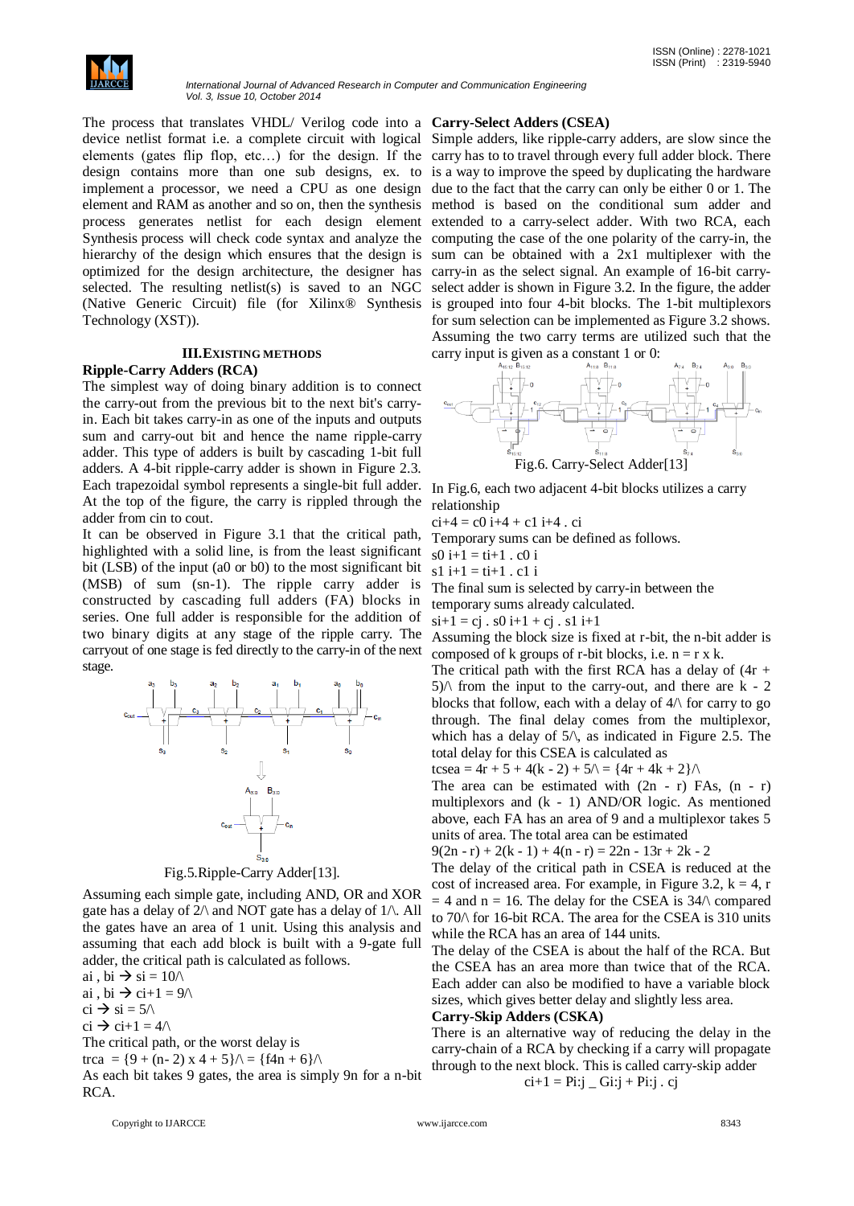The process that translates VHDL/ Verilog code into a device netlist format i.e. a complete circuit with logical elements (gates flip flop, etc…) for the design. If the design contains more than one sub designs, ex. to implement a processor, we need a CPU as one design element and RAM as another and so on, then the synthesis process generates netlist for each design element Synthesis process will check code syntax and analyze the hierarchy of the design which ensures that the design is optimized for the design architecture, the designer has selected. The resulting netlist(s) is saved to an NGC (Native Generic Circuit) file (for Xilinx® Synthesis Technology (XST)).

## III.EXISTING METHODS

### Ripple-Carry Adders (RCA)

The simplest way of doing binary addition is to connect the carry-out from the previous bit to the next bit's carry-in. Each bit takes carry-in as one of the inputs and outputs sum and carry-out bit and hence the name ripple-carry adder. This type of adders is built by cascading 1-bit full adders. A 4-bit ripple-carry adder is shown in Figure 2.3. Each trapezoidal symbol represents a single-bit full adder. At the top of the figure, the carry is rippled through the adder from cin to cout.

It can be observed in Figure 3.1 that the critical path, highlighted with a solid line, is from the least significant bit (LSB) of the input (a0 or b0) to the most significant bit (MSB) of sum (sn-1). The ripple carry adder is constructed by cascading full adders (FA) blocks in series. One full adder is responsible for the addition of two binary digits at any stage of the ripple carry. The carryout of one stage is fed directly to the carry-in of the next stage.

Fig.5.Ripple-Carry Adder[13].

Assuming each simple gate, including AND, OR and XOR gate has a delay of 2/\ and NOT gate has a delay of 1/\. All the gates have an area of 1 unit. Using this analysis and assuming that each add block is built with a 9-gate full adder, the critical path is calculated as follows.

$a_i$ , $b_i$ → $s_i$ = 10/\

$a_i$ , $b_i$ → $c_{i+1}$ = 9/\

$c_i$ → $s_i$ = 5/\

$c_i$ → $c_{i+1}$ = 4/\

The critical path, or the worst delay is

trca = {9 + (n- 2) x 4 + 5}/\ = {f4n + 6}/\

As each bit takes 9 gates, the area is simply 9n for a n-bit RCA.

### Carry-Select Adders (CSEA)

Simple adders, like ripple-carry adders, are slow since the carry has to to travel through every full adder block. There is a way to improve the speed by duplicating the hardware due to the fact that the carry can only be either 0 or 1. The method is based on the conditional sum adder and extended to a carry-select adder. With two RCA, each computing the case of the one polarity of the carry-in, the sum can be obtained with a 2x1 multiplexer with the carry-in as the select signal. An example of 16-bit carry-select adder is shown in Figure 3.2. In the figure, the adder is grouped into four 4-bit blocks. The 1-bit multiplexors for sum selection can be implemented as Figure 3.2 shows. Assuming the two carry terms are utilized such that the carry input is given as a constant 1 or 0:

Fig.6. Carry-Select Adder[13]

In Fig.6, each two adjacent 4-bit blocks utilizes a carry relationship

$c_{i+4} = c0_{i+4} + c1_{i+4} \cdot c_i$

Temporary sums can be defined as follows.

$s0_{i+1} = t_{i+1} \cdot c0_i$

$s1_{i+1} = t_{i+1} \cdot c1_i$

The final sum is selected by carry-in between the temporary sums already calculated.

$s_{i+1} = c_j \cdot s0_{i+1} + c_j \cdot s1_{i+1}$

Assuming the block size is fixed at r-bit, the n-bit adder is composed of k groups of r-bit blocks, i.e. n = r x k.

The critical path with the first RCA has a delay of (4r + 5)/\ from the input to the carry-out, and there are k - 2 blocks that follow, each with a delay of 4/\ for carry to go through. The final delay comes from the multiplexor, which has a delay of 5/\, as indicated in Figure 2.5. The total delay for this CSEA is calculated as

tcsea = 4r + 5 + 4(k - 2) + 5/\ = {4r + 4k + 2}/\

The area can be estimated with (2n - r) FAs, (n - r) multiplexors and (k - 1) AND/OR logic. As mentioned above, each FA has an area of 9 and a multiplexor takes 5 units of area. The total area can be estimated

9(2n - r) + 2(k - 1) + 4(n - r) = 22n - 13r + 2k - 2

The delay of the critical path in CSEA is reduced at the cost of increased area. For example, in Figure 3.2, k = 4, r = 4 and n = 16. The delay for the CSEA is 34/\ compared to 70/\ for 16-bit RCA. The area for the CSEA is 310 units while the RCA has an area of 144 units.

The delay of the CSEA is about the half of the RCA. But the CSEA has an area more than twice that of the RCA. Each adder can also be modified to have a variable block sizes, which gives better delay and slightly less area.

### Carry-Skip Adders (CSKA)

There is an alternative way of reducing the delay in the carry-chain of a RCA by checking if a carry will propagate through to the next block. This is called carry-skip adder

$c_{i+1} = P_{i:j} \_ G_{i:j} + P_{i:j} \cdot c_j$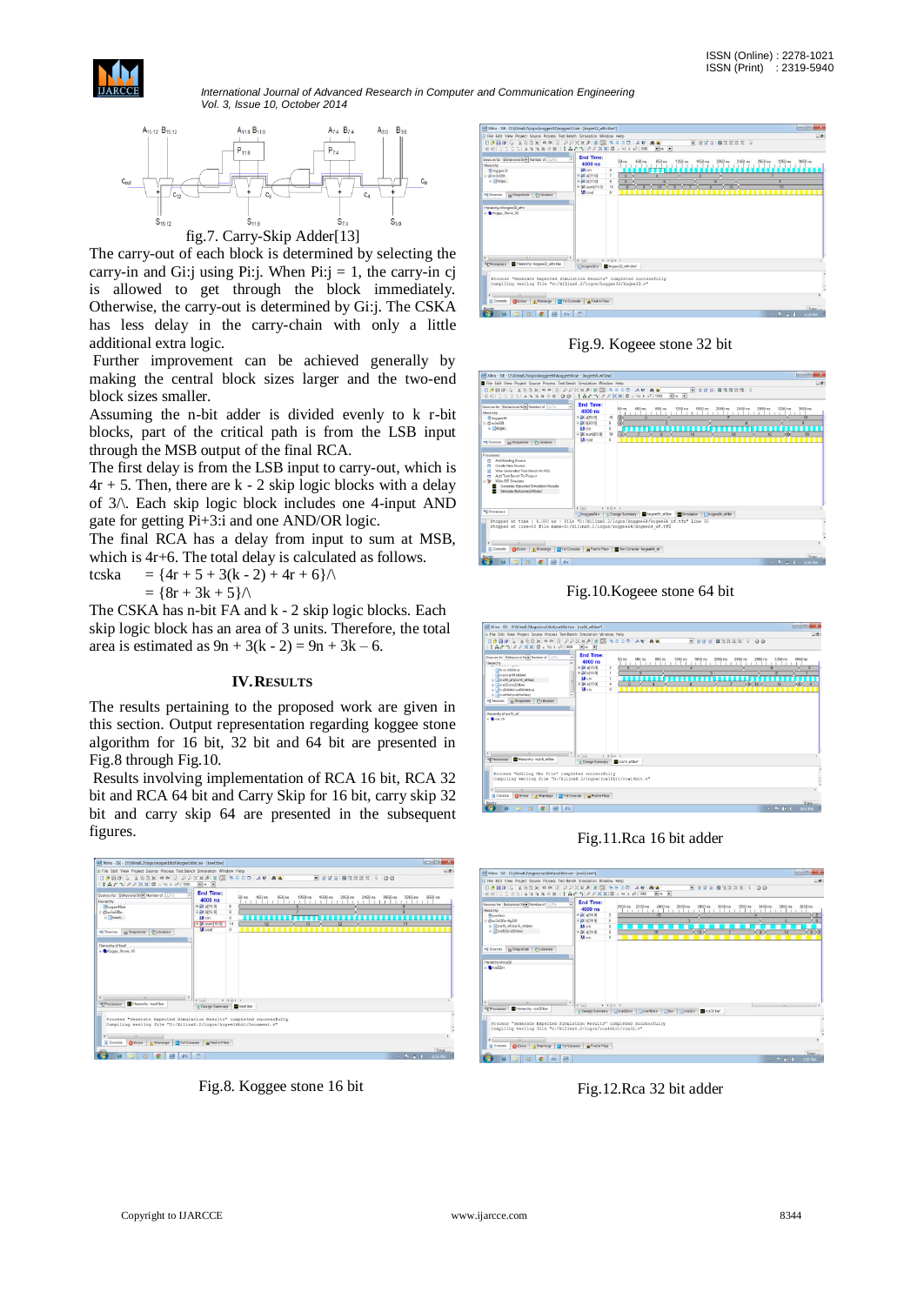fig.7. Carry-Skip Adder[13]

The carry-out of each block is determined by selecting the carry-in and Gi:j using Pi:j. When Pi:j = 1, the carry-in cj is allowed to get through the block immediately. Otherwise, the carry-out is determined by Gi:j. The CSKA has less delay in the carry-chain with only a little additional extra logic.

Further improvement can be achieved generally by making the central block sizes larger and the two-end block sizes smaller.

Assuming the n-bit adder is divided evenly to k r-bit blocks, part of the critical path is from the LSB input through the MSB output of the final RCA.

The first delay is from the LSB input to carry-out, which is 4r + 5. Then, there are k - 2 skip logic blocks with a delay of 3/\. Each skip logic block includes one 4-input AND gate for getting Pi+3:i and one AND/OR logic.

The final RCA has a delay from input to sum at MSB, which is 4r+6. The total delay is calculated as follows.

tcska = {4r + 5 + 3(k - 2) + 4r + 6}/\

= {8r + 3k + 5}/\

The CSKA has n-bit FA and k - 2 skip logic blocks. Each skip logic block has an area of 3 units. Therefore, the total area is estimated as 9n + 3(k - 2) = 9n + 3k – 6.

## IV. RESULTS

The results pertaining to the proposed work are given in this section. Output representation regarding koggee stone algorithm for 16 bit, 32 bit and 64 bit are presented in Fig.8 through Fig.10.

Results involving implementation of RCA 16 bit, RCA 32 bit and RCA 64 bit and Carry Skip for 16 bit, carry skip 32 bit and carry skip 64 are presented in the subsequent figures.

Fig.8. Koggee stone 16 bit

Fig.9. Kogee stone 32 bit

Fig.10.Kogee stone 64 bit

Fig.11.Rca 16 bit adder

Fig.12.Rca 32 bit adder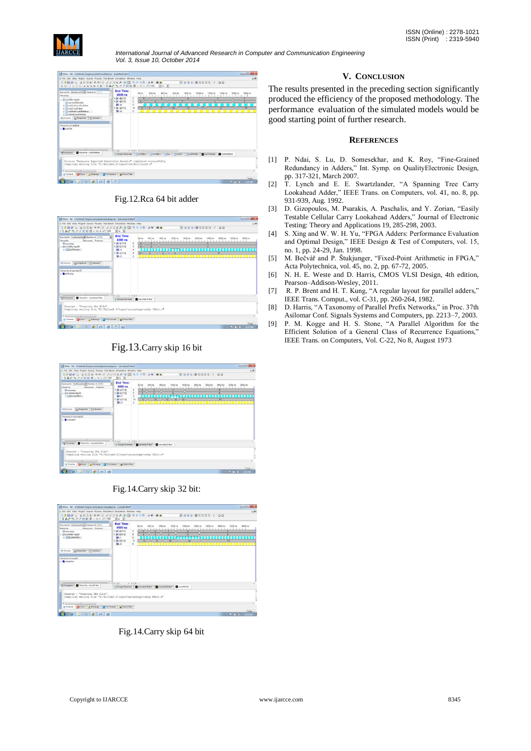Fig.12.Rca 64 bit adder

Fig.13.Carry skip 16 bit

Fig.14.Carry skip 32 bit:

Fig.14.Carry skip 64 bit

## V. CONCLUSION

The results presented in the preceding section significantly produced the efficiency of the proposed methodology. The performance evaluation of the simulated models would be good starting point of further research.

## REFERENCES

[1] P. Ndai, S. Lu, D. Somesekhar, and K. Roy, "Fine-Grained Redundancy in Adders," Int. Symp. on QualityElectronic Design, pp. 317-321, March 2007.

[2] T. Lynch and E. E. Swartzlander, "A Spanning Tree Carry Lookahead Adder," IEEE Trans. on Computers, vol. 41, no. 8, pp. 931-939, Aug. 1992.

[3] D. Gizopoulos, M. Psarakis, A. Paschalis, and Y. Zorian, "Easily Testable Cellular Carry Lookahead Adders," Journal of Electronic Testing: Theory and Applications 19, 285-298, 2003.

[4] S. Xing and W. W. H. Yu, "FPGA Adders: Performance Evaluation and Optimal Design," IEEE Design & Test of Computers, vol. 15, no. 1, pp. 24-29, Jan. 1998.

[5] M. Bečvář and P. Štukjunger, "Fixed-Point Arithmetic in FPGA," Acta Polytechnica, vol. 45, no. 2, pp. 67-72, 2005.

[6] N. H. E. Weste and D. Harris, CMOS VLSI Design, 4th edition, Pearson–Addison-Wesley, 2011.

[7] R. P. Brent and H. T. Kung, "A regular layout for parallel adders," IEEE Trans. Comput., vol. C-31, pp. 260-264, 1982.

[8] D. Harris, "A Taxonomy of Parallel Prefix Networks," in Proc. 37th Asilomar Conf. Signals Systems and Computers, pp. 2213–7, 2003.

[9] P. M. Kogge and H. S. Stone, "A Parallel Algorithm for the Efficient Solution of a General Class of Recurrence Equations," IEEE Trans. on Computers, Vol. C-22, No 8, August 1973